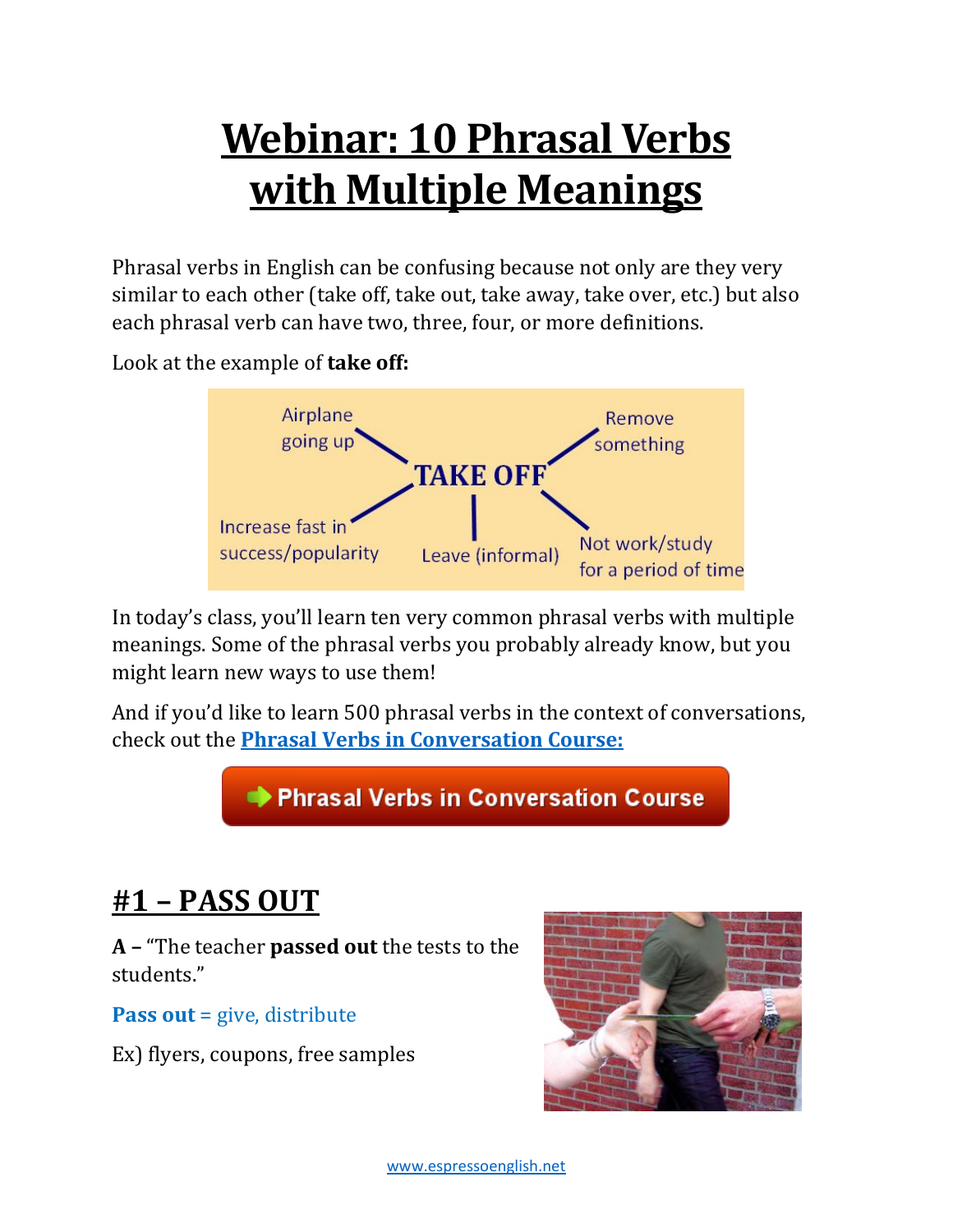# Webinar: 10 Phrasal Verbs with Multiple Meanings

Phrasal verbs in English can be confusing because not only are they very similar to each other (take off, take out, take away, take over, etc.) but also each phrasal verb can have two, three, four, or more definitions.

Look at the example of **take off:**

TAKE OFF

Airplane going up

Remove something

Increase fast in success/popularity

Leave (informal)

Not work/study for a period of time

In today's class, you'll learn ten very common phrasal verbs with multiple meanings. Some of the phrasal verbs you probably already know, but you might learn new ways to use them!

And if you'd like to learn 500 phrasal verbs in the context of conversations, check out the **Phrasal Verbs in Conversation Course:**

Phrasal Verbs in Conversation Course

## #1 – PASS OUT

**A –** "The teacher **passed out** the tests to the students."

**Pass out** = give, distribute

Ex) flyers, coupons, free samples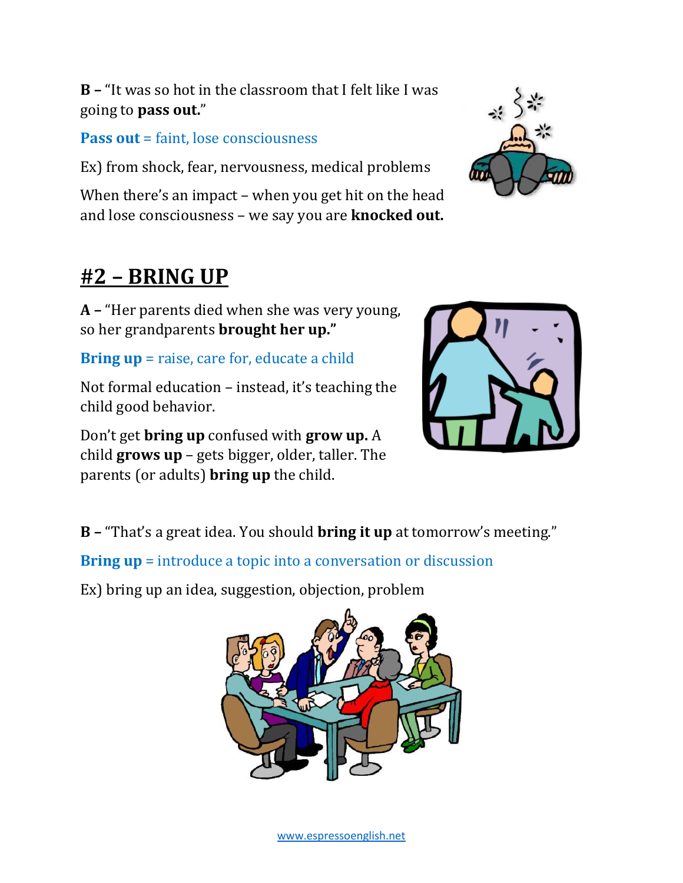**B –** "It was so hot in the classroom that I felt like I was going to **pass out.**"

**Pass out** = faint, lose consciousness

Ex) from shock, fear, nervousness, medical problems

When there's an impact – when you get hit on the head and lose consciousness – we say you are **knocked out.**

## **#2 – BRING UP**

**A –** "Her parents died when she was very young, so her grandparents **brought her up."**

**Bring up** = raise, care for, educate a child

Not formal education – instead, it's teaching the child good behavior.

Don't get **bring up** confused with **grow up.** A child **grows up** – gets bigger, older, taller. The parents (or adults) **bring up** the child.

**B –** "That's a great idea. You should **bring it up** at tomorrow's meeting."

**Bring up** = introduce a topic into a conversation or discussion

Ex) bring up an idea, suggestion, objection, problem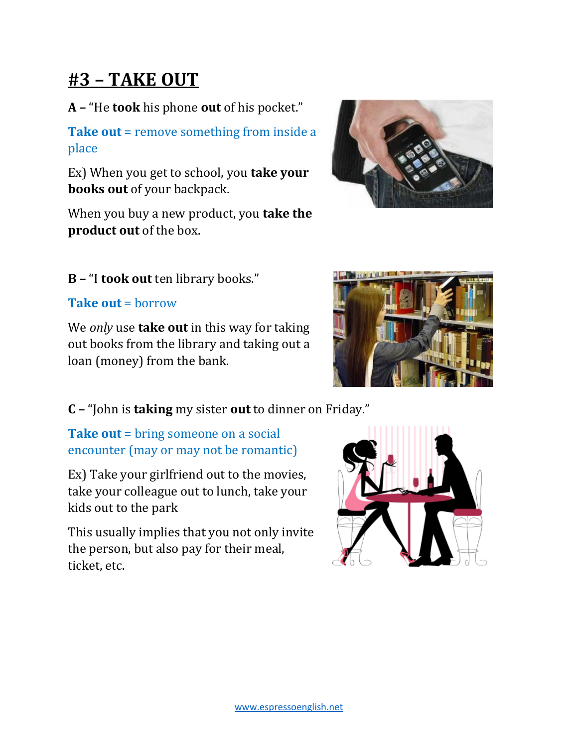# **#3 – TAKE OUT**

**A –** "He **took** his phone **out** of his pocket."

**Take out** = remove something from inside a place

Ex) When you get to school, you **take your books out** of your backpack.

When you buy a new product, you **take the product out** of the box.

**B –** "I **took out** ten library books."

**Take out** = borrow

We *only* use **take out** in this way for taking out books from the library and taking out a loan (money) from the bank.

**C –** "John is **taking** my sister **out** to dinner on Friday."

**Take out** = bring someone on a social encounter (may or may not be romantic)

Ex) Take your girlfriend out to the movies, take your colleague out to lunch, take your kids out to the park

This usually implies that you not only invite the person, but also pay for their meal, ticket, etc.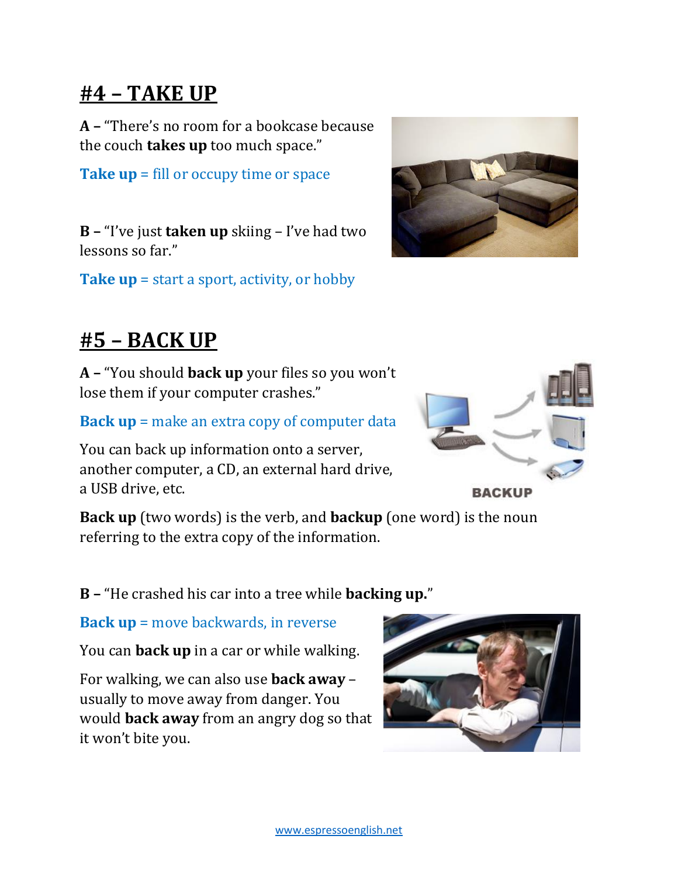## #4 – TAKE UP

**A –** "There's no room for a bookcase because the couch **takes up** too much space."

**Take up** = fill or occupy time or space

**B –** "I've just **taken up** skiing – I've had two lessons so far."

**Take up** = start a sport, activity, or hobby

## #5 – BACK UP

**A –** "You should **back up** your files so you won't lose them if your computer crashes."

**Back up** = make an extra copy of computer data

You can back up information onto a server, another computer, a CD, an external hard drive, a USB drive, etc.

BACKUP

**Back up** (two words) is the verb, and **backup** (one word) is the noun referring to the extra copy of the information.

**B –** "He crashed his car into a tree while **backing up.**"

**Back up** = move backwards, in reverse

You can **back up** in a car or while walking.

For walking, we can also use **back away** – usually to move away from danger. You would **back away** from an angry dog so that it won't bite you.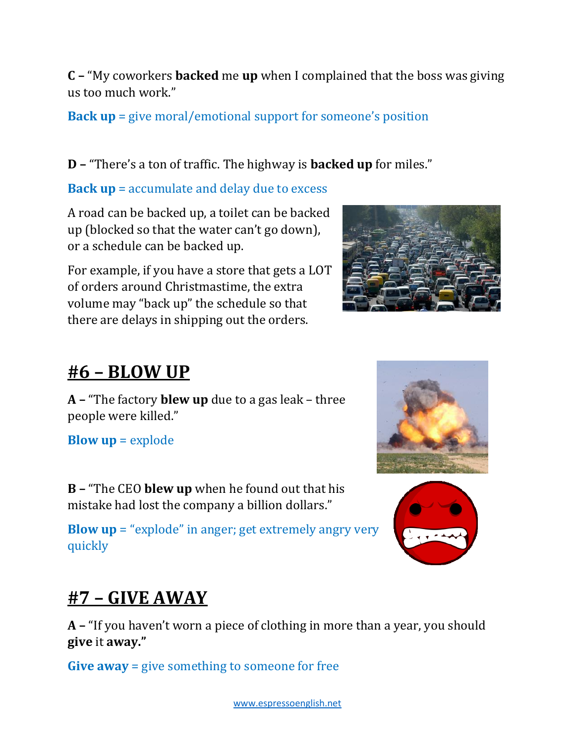**C –** "My coworkers **backed** me **up** when I complained that the boss was giving us too much work."

**Back up** = give moral/emotional support for someone's position

**D –** "There's a ton of traffic. The highway is **backed up** for miles."

**Back up** = accumulate and delay due to excess

A road can be backed up, a toilet can be backed up (blocked so that the water can't go down), or a schedule can be backed up.

For example, if you have a store that gets a LOT of orders around Christmastime, the extra volume may "back up" the schedule so that there are delays in shipping out the orders.

## #6 – BLOW UP

**A –** "The factory **blew up** due to a gas leak – three people were killed."

**Blow up** = explode

**B –** "The CEO **blew up** when he found out that his mistake had lost the company a billion dollars."

**Blow up** = "explode" in anger; get extremely angry very quickly

## #7 – GIVE AWAY

**A –** "If you haven't worn a piece of clothing in more than a year, you should **give** it **away."**

**Give away** = give something to someone for free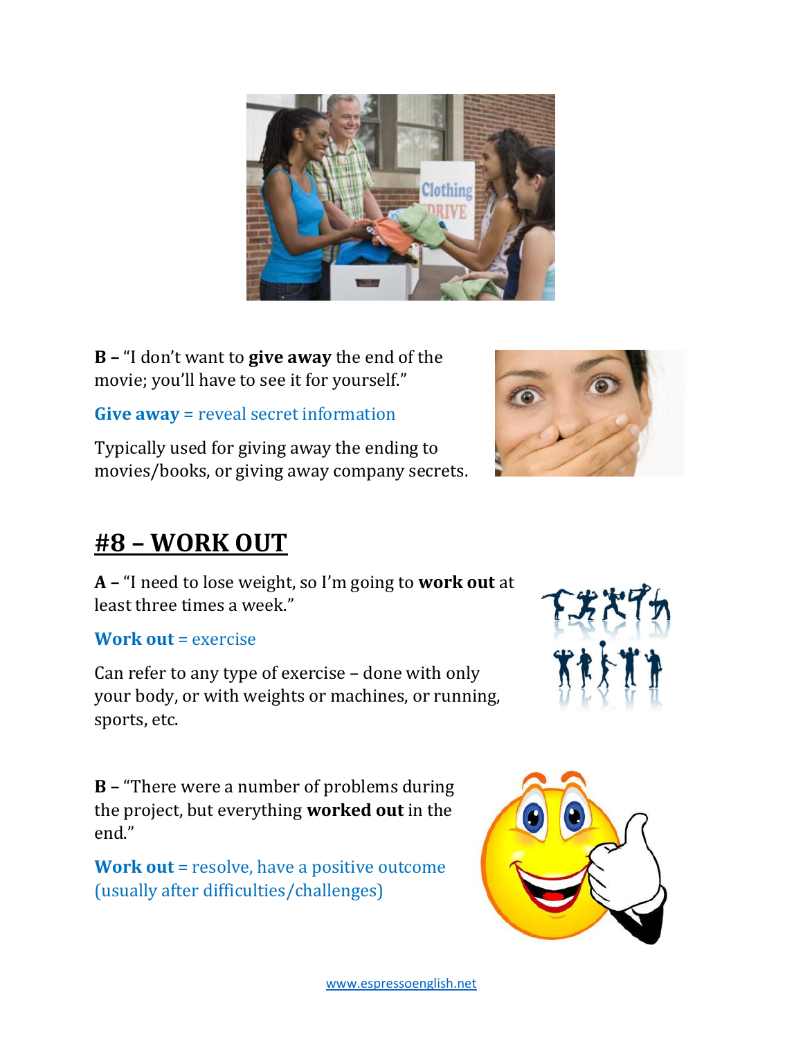**B –** "I don't want to **give away** the end of the movie; you'll have to see it for yourself."

**Give away** = reveal secret information

Typically used for giving away the ending to movies/books, or giving away company secrets.

## #8 – WORK OUT

**A –** "I need to lose weight, so I'm going to **work out** at least three times a week."

**Work out** = exercise

Can refer to any type of exercise – done with only your body, or with weights or machines, or running, sports, etc.

**B –** "There were a number of problems during the project, but everything **worked out** in the end."

**Work out** = resolve, have a positive outcome (usually after difficulties/challenges)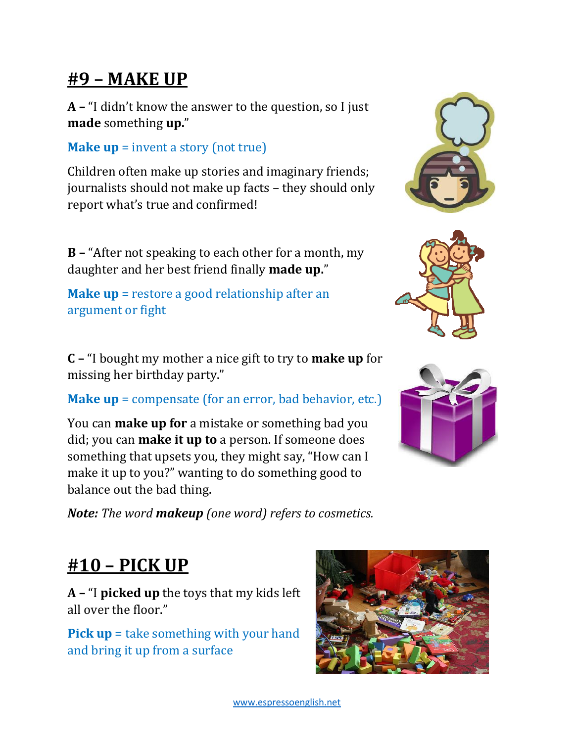## #9 – MAKE UP

**A –** "I didn't know the answer to the question, so I just **made** something **up.**"

**Make up** = invent a story (not true)

Children often make up stories and imaginary friends; journalists should not make up facts – they should only report what's true and confirmed!

**B –** "After not speaking to each other for a month, my daughter and her best friend finally **made up.**"

**Make up** = restore a good relationship after an argument or fight

**C –** "I bought my mother a nice gift to try to **make up** for missing her birthday party."

**Make up** = compensate (for an error, bad behavior, etc.)

You can **make up for** a mistake or something bad you did; you can **make it up to** a person. If someone does something that upsets you, they might say, "How can I make it up to you?" wanting to do something good to balance out the bad thing.

***Note:** The word **makeup** (one word) refers to cosmetics.*

## #10 – PICK UP

**A –** "I **picked up** the toys that my kids left all over the floor."

**Pick up** = take something with your hand and bring it up from a surface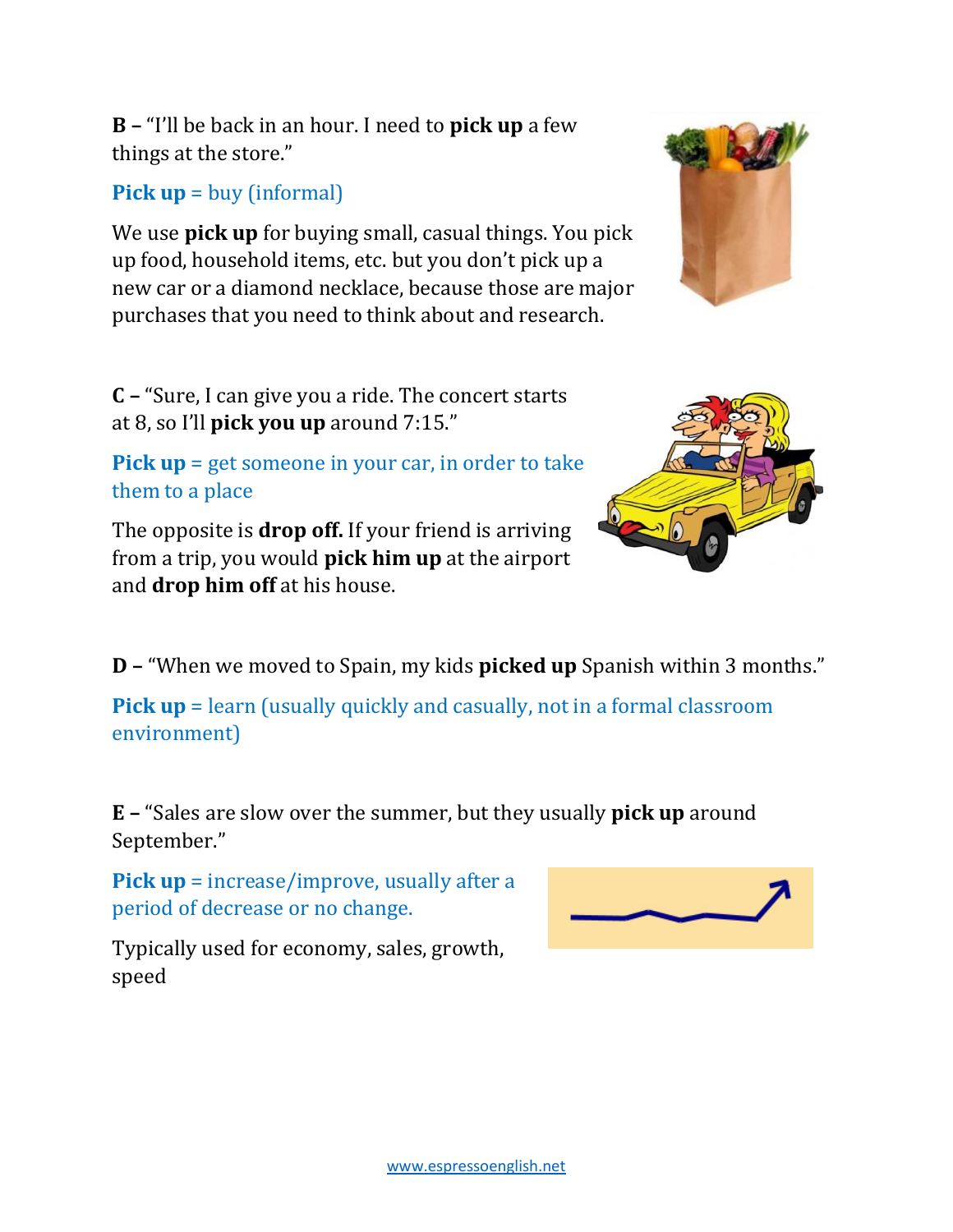**B –** "I'll be back in an hour. I need to **pick up** a few things at the store."

**Pick up** = buy (informal)

We use **pick up** for buying small, casual things. You pick up food, household items, etc. but you don't pick up a new car or a diamond necklace, because those are major purchases that you need to think about and research.

**C –** "Sure, I can give you a ride. The concert starts at 8, so I'll **pick you up** around 7:15."

**Pick up** = get someone in your car, in order to take them to a place

The opposite is **drop off.** If your friend is arriving from a trip, you would **pick him up** at the airport and **drop him off** at his house.

**D –** "When we moved to Spain, my kids **picked up** Spanish within 3 months."

**Pick up** = learn (usually quickly and casually, not in a formal classroom environment)

**E –** "Sales are slow over the summer, but they usually **pick up** around September."

**Pick up** = increase/improve, usually after a period of decrease or no change.

Typically used for economy, sales, growth, speed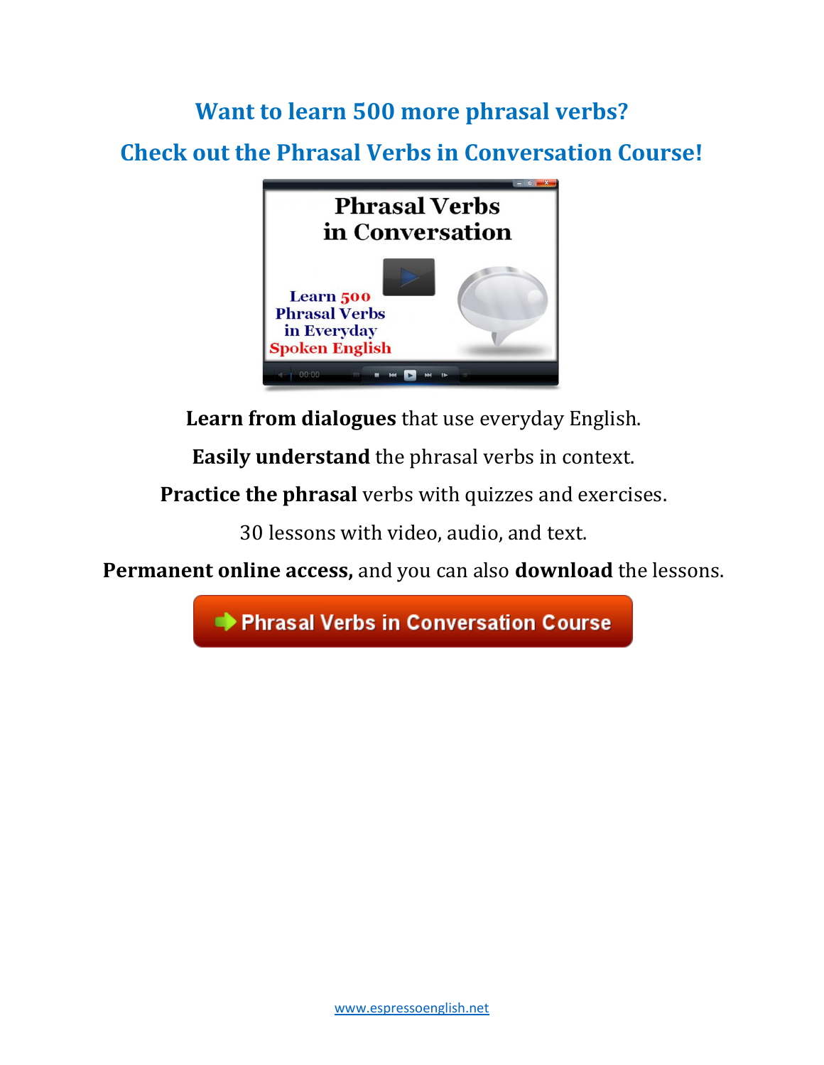## Want to learn 500 more phrasal verbs?

## Check out the Phrasal Verbs in Conversation Course!

**Learn from dialogues** that use everyday English.

**Easily understand** the phrasal verbs in context.

**Practice the phrasal** verbs with quizzes and exercises.

30 lessons with video, audio, and text.

**Permanent online access,** and you can also **download** the lessons.

Phrasal Verbs in Conversation Course

www.espressoenglish.net